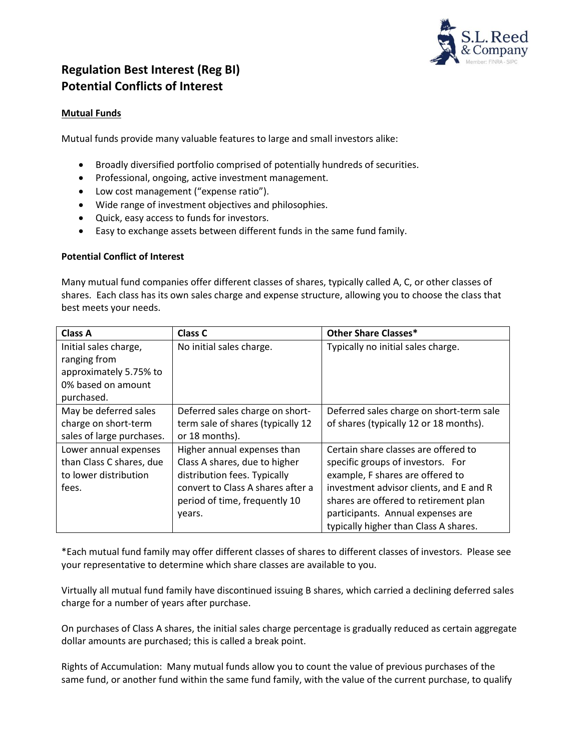## Regulation Best Interest (Reg BI)
## Potential Conflicts of Interest

**Mutual Funds**

Mutual funds provide many valuable features to large and small investors alike:

- Broadly diversified portfolio comprised of potentially hundreds of securities.
- Professional, ongoing, active investment management.
- Low cost management ("expense ratio").
- Wide range of investment objectives and philosophies.
- Quick, easy access to funds for investors.
- Easy to exchange assets between different funds in the same fund family.

**Potential Conflict of Interest**

Many mutual fund companies offer different classes of shares, typically called A, C, or other classes of shares. Each class has its own sales charge and expense structure, allowing you to choose the class that best meets your needs.

| Class A | Class C | Other Share Classes* |
|---|---|---|
| Initial sales charge, ranging from approximately 5.75% to 0% based on amount purchased. | No initial sales charge. | Typically no initial sales charge. |
| May be deferred sales charge on short-term sales of large purchases. | Deferred sales charge on short-term sale of shares (typically 12 or 18 months). | Deferred sales charge on short-term sale of shares (typically 12 or 18 months). |
| Lower annual expenses than Class C shares, due to lower distribution fees. | Higher annual expenses than Class A shares, due to higher distribution fees. Typically convert to Class A shares after a period of time, frequently 10 years. | Certain share classes are offered to specific groups of investors. For example, F shares are offered to investment advisor clients, and E and R shares are offered to retirement plan participants. Annual expenses are typically higher than Class A shares. |

*Each mutual fund family may offer different classes of shares to different classes of investors. Please see your representative to determine which share classes are available to you.

Virtually all mutual fund family have discontinued issuing B shares, which carried a declining deferred sales charge for a number of years after purchase.

On purchases of Class A shares, the initial sales charge percentage is gradually reduced as certain aggregate dollar amounts are purchased; this is called a break point.

Rights of Accumulation: Many mutual funds allow you to count the value of previous purchases of the same fund, or another fund within the same fund family, with the value of the current purchase, to qualify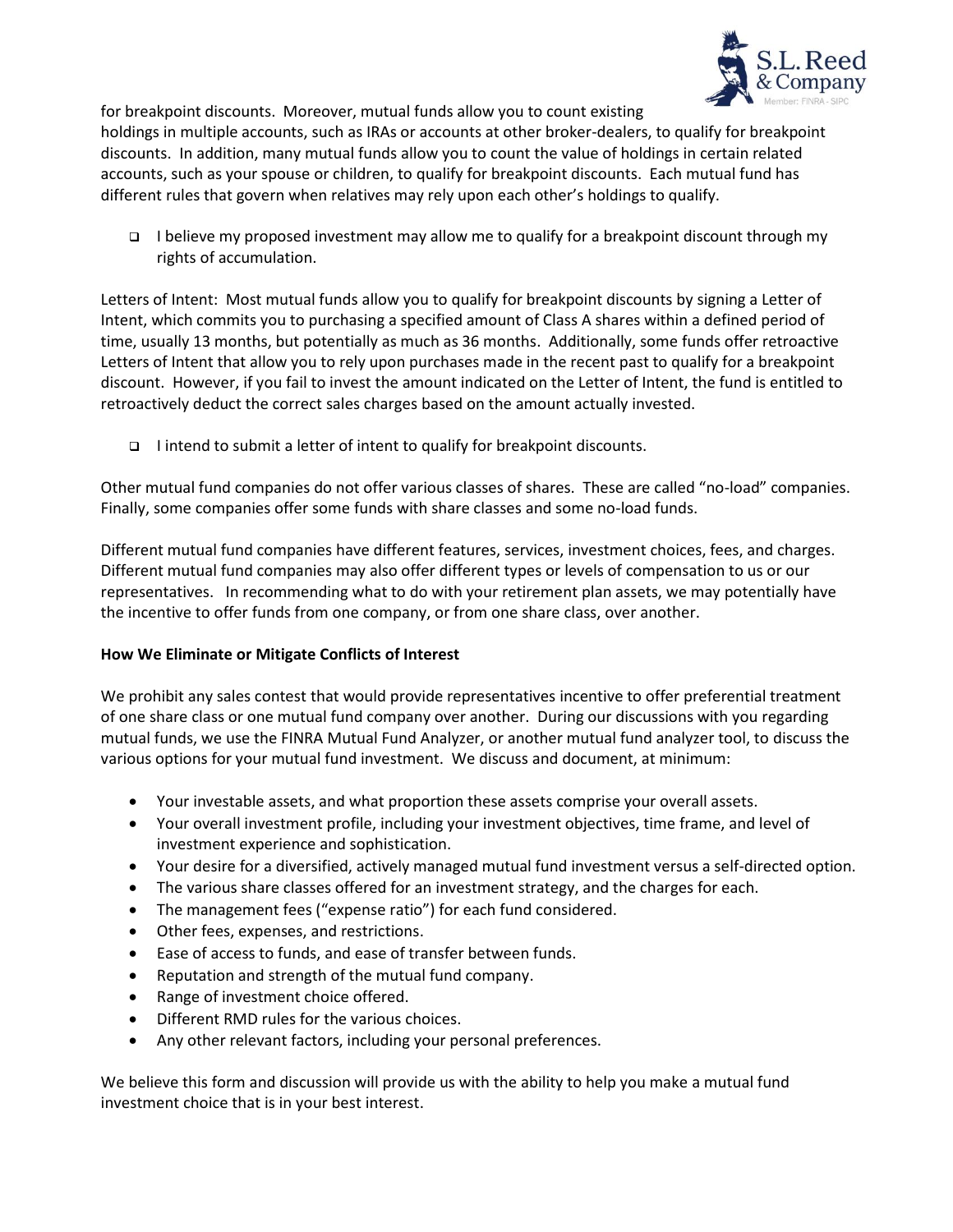for breakpoint discounts. Moreover, mutual funds allow you to count existing holdings in multiple accounts, such as IRAs or accounts at other broker-dealers, to qualify for breakpoint discounts. In addition, many mutual funds allow you to count the value of holdings in certain related accounts, such as your spouse or children, to qualify for breakpoint discounts. Each mutual fund has different rules that govern when relatives may rely upon each other's holdings to qualify.

- ☐ I believe my proposed investment may allow me to qualify for a breakpoint discount through my rights of accumulation.

Letters of Intent: Most mutual funds allow you to qualify for breakpoint discounts by signing a Letter of Intent, which commits you to purchasing a specified amount of Class A shares within a defined period of time, usually 13 months, but potentially as much as 36 months. Additionally, some funds offer retroactive Letters of Intent that allow you to rely upon purchases made in the recent past to qualify for a breakpoint discount. However, if you fail to invest the amount indicated on the Letter of Intent, the fund is entitled to retroactively deduct the correct sales charges based on the amount actually invested.

- ☐ I intend to submit a letter of intent to qualify for breakpoint discounts.

Other mutual fund companies do not offer various classes of shares. These are called "no-load" companies. Finally, some companies offer some funds with share classes and some no-load funds.

Different mutual fund companies have different features, services, investment choices, fees, and charges. Different mutual fund companies may also offer different types or levels of compensation to us or our representatives. In recommending what to do with your retirement plan assets, we may potentially have the incentive to offer funds from one company, or from one share class, over another.

**How We Eliminate or Mitigate Conflicts of Interest**

We prohibit any sales contest that would provide representatives incentive to offer preferential treatment of one share class or one mutual fund company over another. During our discussions with you regarding mutual funds, we use the FINRA Mutual Fund Analyzer, or another mutual fund analyzer tool, to discuss the various options for your mutual fund investment. We discuss and document, at minimum:

- Your investable assets, and what proportion these assets comprise your overall assets.
- Your overall investment profile, including your investment objectives, time frame, and level of investment experience and sophistication.
- Your desire for a diversified, actively managed mutual fund investment versus a self-directed option.
- The various share classes offered for an investment strategy, and the charges for each.
- The management fees ("expense ratio") for each fund considered.
- Other fees, expenses, and restrictions.
- Ease of access to funds, and ease of transfer between funds.
- Reputation and strength of the mutual fund company.
- Range of investment choice offered.
- Different RMD rules for the various choices.
- Any other relevant factors, including your personal preferences.

We believe this form and discussion will provide us with the ability to help you make a mutual fund investment choice that is in your best interest.